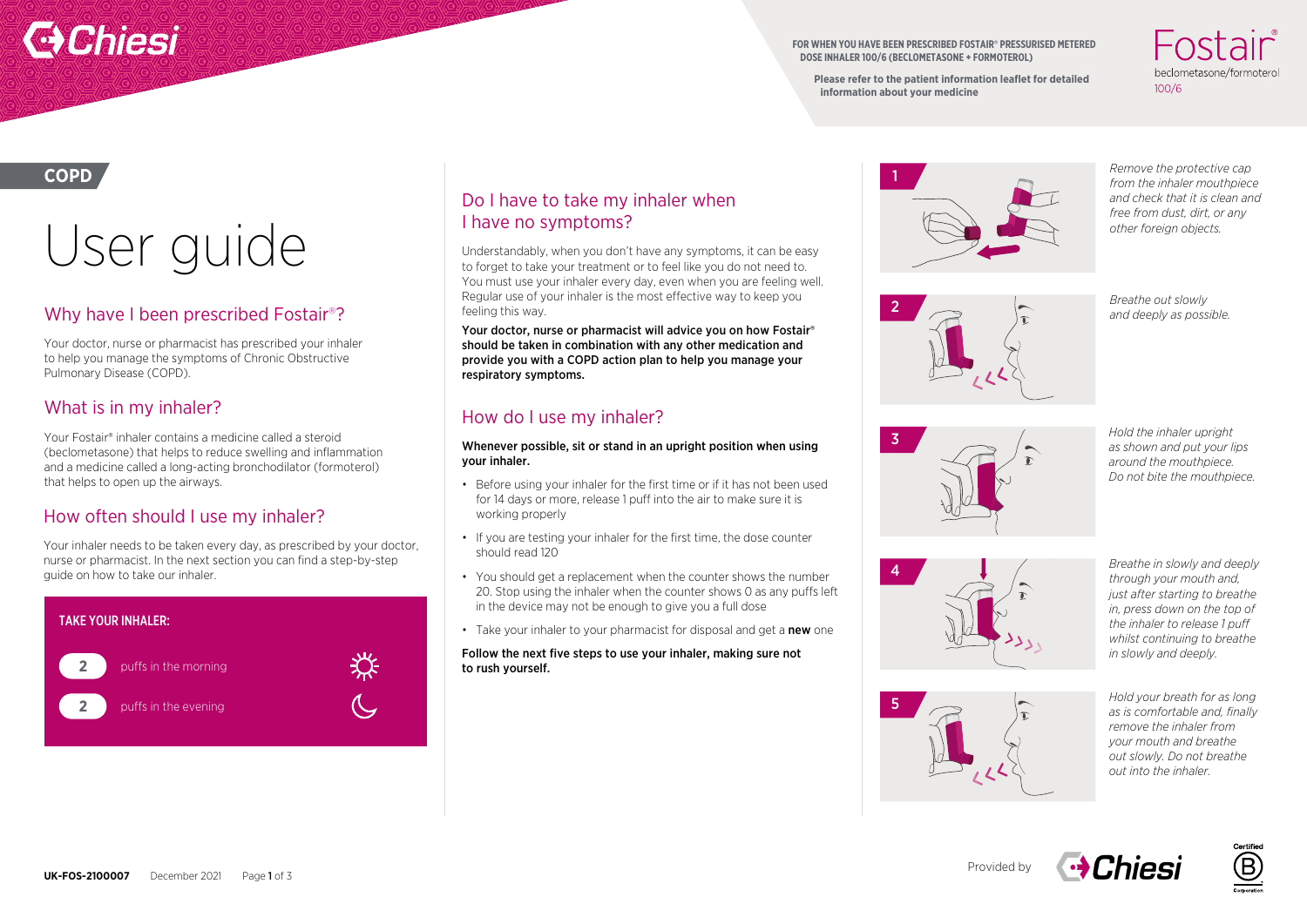FOR WHEN YOU HAVE BEEN PRESCRIBED FOSTAIR® PRESSURISED METERED DOSE INHALER 100/6 (BECLOMETASONE + FORMOTEROL)

Please refer to the patient information leaflet for detailed information about your medicine

Fostair® beclometasone/formoterol 100/6

**COPD**

# User guide

## Why have I been prescribed Fostair®?

Your doctor, nurse or pharmacist has prescribed your inhaler to help you manage the symptoms of Chronic Obstructive Pulmonary Disease (COPD).

## What is in my inhaler?

Your Fostair® inhaler contains a medicine called a steroid (beclometasone) that helps to reduce swelling and inflammation and a medicine called a long-acting bronchodilator (formoterol) that helps to open up the airways.

## How often should I use my inhaler?

Your inhaler needs to be taken every day, as prescribed by your doctor, nurse or pharmacist. In the next section you can find a step-by-step guide on how to take our inhaler.

**TAKE YOUR INHALER:**

**2** puffs in the morning

**2** puffs in the evening

## Do I have to take my inhaler when I have no symptoms?

Understandably, when you don't have any symptoms, it can be easy to forget to take your treatment or to feel like you do not need to. You must use your inhaler every day, even when you are feeling well. Regular use of your inhaler is the most effective way to keep you feeling this way.

**Your doctor, nurse or pharmacist will advice you on how Fostair® should be taken in combination with any other medication and provide you with a COPD action plan to help you manage your respiratory symptoms.**

## How do I use my inhaler?

**Whenever possible, sit or stand in an upright position when using your inhaler.**

- Before using your inhaler for the first time or if it has not been used for 14 days or more, release 1 puff into the air to make sure it is working properly
- If you are testing your inhaler for the first time, the dose counter should read 120
- You should get a replacement when the counter shows the number 20. Stop using the inhaler when the counter shows 0 as any puffs left in the device may not be enough to give you a full dose
- Take your inhaler to your pharmacist for disposal and get a **new** one

**Follow the next five steps to use your inhaler, making sure not to rush yourself.**

1. *Remove the protective cap from the inhaler mouthpiece and check that it is clean and free from dust, dirt, or any other foreign objects.*
2. *Breathe out slowly and deeply as possible.*
3. *Hold the inhaler upright as shown and put your lips around the mouthpiece. Do not bite the mouthpiece.*
4. *Breathe in slowly and deeply through your mouth and, just after starting to breathe in, press down on the top of the inhaler to release 1 puff whilst continuing to breathe in slowly and deeply.*
5. *Hold your breath for as long as is comfortable and, finally remove the inhaler from your mouth and breathe out slowly. Do not breathe out into the inhaler.*

**UK-FOS-2100007** December 2021

Provided by Chiesi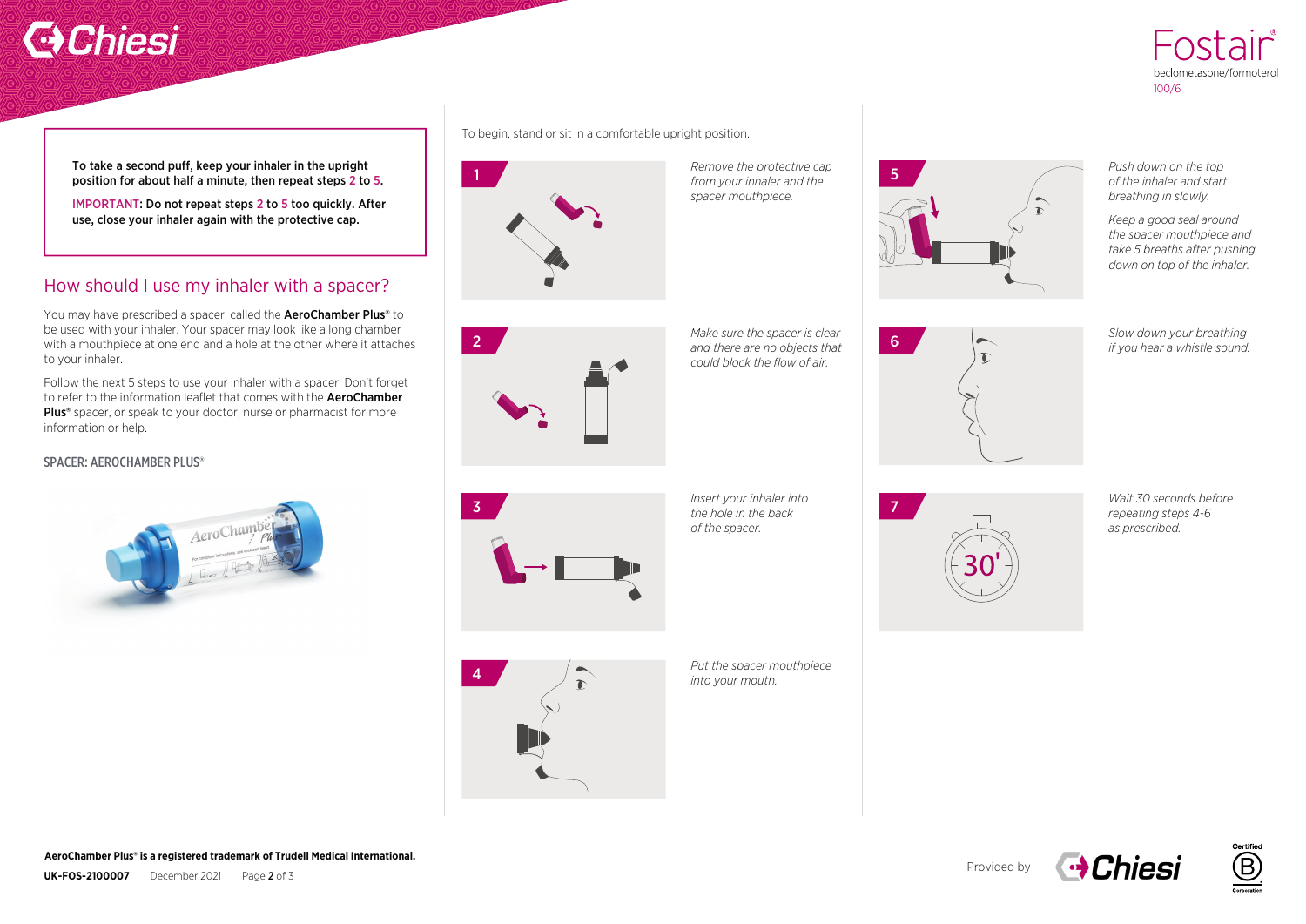To take a second puff, keep your inhaler in the upright position for about half a minute, then repeat steps 2 to 5.

IMPORTANT: Do not repeat steps 2 to 5 too quickly. After use, close your inhaler again with the protective cap.

## How should I use my inhaler with a spacer?

You may have prescribed a spacer, called the **AeroChamber Plus®** to be used with your inhaler. Your spacer may look like a long chamber with a mouthpiece at one end and a hole at the other where it attaches to your inhaler.

Follow the next 5 steps to use your inhaler with a spacer. Don't forget to refer to the information leaflet that comes with the **AeroChamber Plus®** spacer, or speak to your doctor, nurse or pharmacist for more information or help.

SPACER: AEROCHAMBER PLUS®

To begin, stand or sit in a comfortable upright position.

1. *Remove the protective cap from your inhaler and the spacer mouthpiece.*
2. *Make sure the spacer is clear and there are no objects that could block the flow of air.*
3. *Insert your inhaler into the hole in the back of the spacer.*
4. *Put the spacer mouthpiece into your mouth.*
5. *Push down on the top of the inhaler and start breathing in slowly.*

   *Keep a good seal around the spacer mouthpiece and take 5 breaths after pushing down on top of the inhaler.*
6. *Slow down your breathing if you hear a whistle sound.*
7. *Wait 30 seconds before repeating steps 4-6 as prescribed.*

**AeroChamber Plus® is a registered trademark of Trudell Medical International.**

**UK-FOS-2100007** December 2021

Provided by Chiesi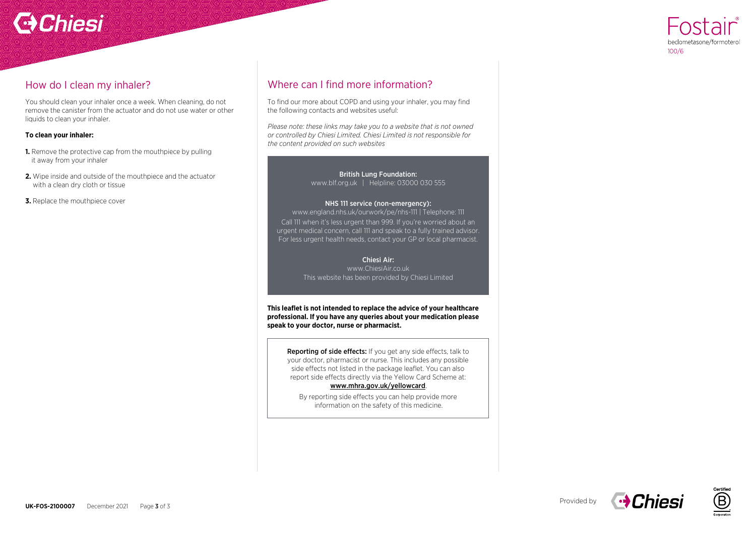## How do I clean my inhaler?

You should clean your inhaler once a week. When cleaning, do not remove the canister from the actuator and do not use water or other liquids to clean your inhaler.

**To clean your inhaler:**

**1.** Remove the protective cap from the mouthpiece by pulling it away from your inhaler

**2.** Wipe inside and outside of the mouthpiece and the actuator with a clean dry cloth or tissue

**3.** Replace the mouthpiece cover

## Where can I find more information?

To find our more about COPD and using your inhaler, you may find the following contacts and websites useful:

*Please note: these links may take you to a website that is not owned or controlled by Chiesi Limited. Chiesi Limited is not responsible for the content provided on such websites*

**British Lung Foundation:**
www.blf.org.uk | Helpline: 03000 030 555

**NHS 111 service (non-emergency):**
www.england.nhs.uk/ourwork/pe/nhs-111 | Telephone: 111
Call 111 when it's less urgent than 999. If you're worried about an urgent medical concern, call 111 and speak to a fully trained advisor. For less urgent health needs, contact your GP or local pharmacist.

**Chiesi Air:**
www.ChiesiAir.co.uk
This website has been provided by Chiesi Limited

**This leaflet is not intended to replace the advice of your healthcare professional. If you have any queries about your medication please speak to your doctor, nurse or pharmacist.**

**Reporting of side effects:** If you get any side effects, talk to your doctor, pharmacist or nurse. This includes any possible side effects not listed in the package leaflet. You can also report side effects directly via the Yellow Card Scheme at: **www.mhra.gov.uk/yellowcard**.

By reporting side effects you can help provide more information on the safety of this medicine.

Provided by Chiesi

UK-FOS-2100007 December 2021